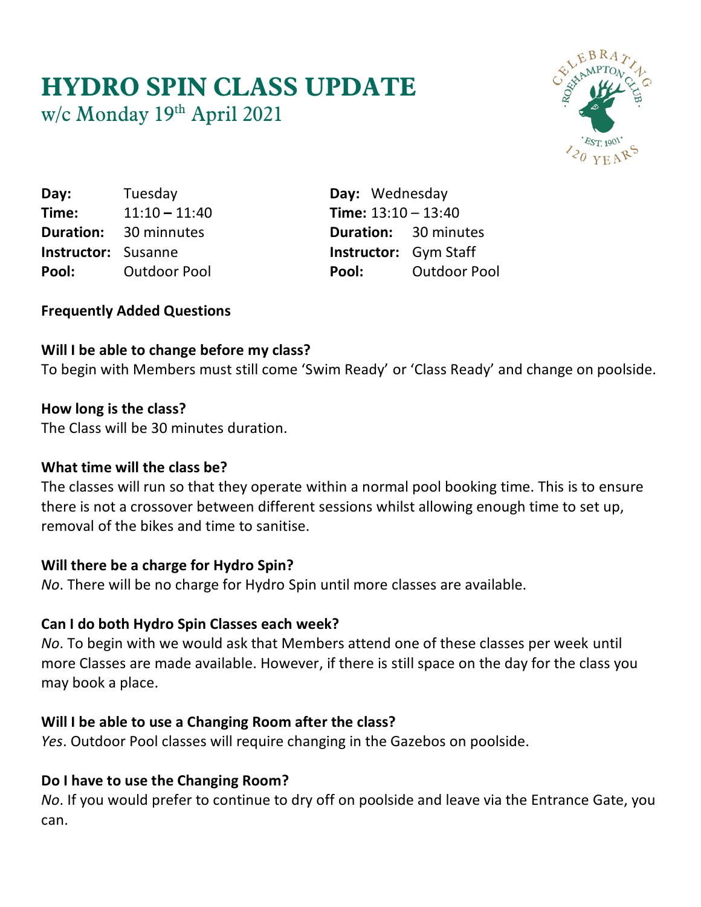# HYDRO SPIN CLASS UPDATE

w/c Monday 19th April 2021

**Day:** Tuesday
**Time:** 11:10 – 11:40
**Duration:** 30 minnutes
**Instructor:** Susanne
**Pool:** Outdoor Pool

**Day:** Wednesday
**Time:** 13:10 – 13:40
**Duration:** 30 minutes
**Instructor:** Gym Staff
**Pool:** Outdoor Pool

**Frequently Added Questions**

**Will I be able to change before my class?**
To begin with Members must still come 'Swim Ready' or 'Class Ready' and change on poolside.

**How long is the class?**
The Class will be 30 minutes duration.

**What time will the class be?**
The classes will run so that they operate within a normal pool booking time. This is to ensure there is not a crossover between different sessions whilst allowing enough time to set up, removal of the bikes and time to sanitise.

**Will there be a charge for Hydro Spin?**
*No*. There will be no charge for Hydro Spin until more classes are available.

**Can I do both Hydro Spin Classes each week?**
*No*. To begin with we would ask that Members attend one of these classes per week until more Classes are made available. However, if there is still space on the day for the class you may book a place.

**Will I be able to use a Changing Room after the class?**
*Yes*. Outdoor Pool classes will require changing in the Gazebos on poolside.

**Do I have to use the Changing Room?**
*No*. If you would prefer to continue to dry off on poolside and leave via the Entrance Gate, you can.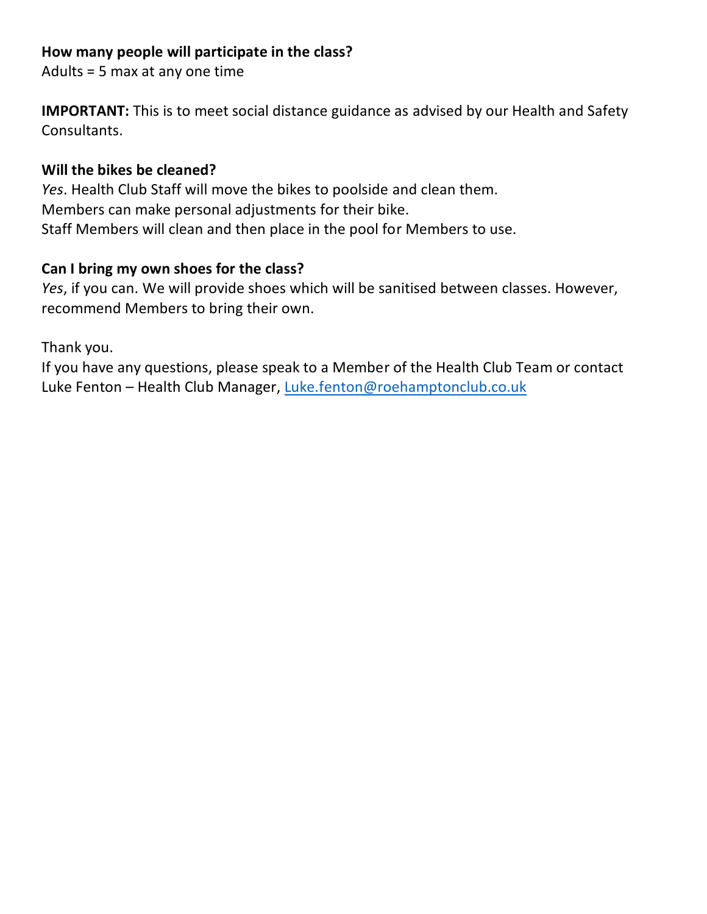**How many people will participate in the class?**
Adults = 5 max at any one time

**IMPORTANT:** This is to meet social distance guidance as advised by our Health and Safety Consultants.

**Will the bikes be cleaned?**
*Yes*. Health Club Staff will move the bikes to poolside and clean them.
Members can make personal adjustments for their bike.
Staff Members will clean and then place in the pool for Members to use.

**Can I bring my own shoes for the class?**
*Yes*, if you can. We will provide shoes which will be sanitised between classes. However, recommend Members to bring their own.

Thank you.
If you have any questions, please speak to a Member of the Health Club Team or contact Luke Fenton – Health Club Manager, Luke.fenton@roehamptonclub.co.uk